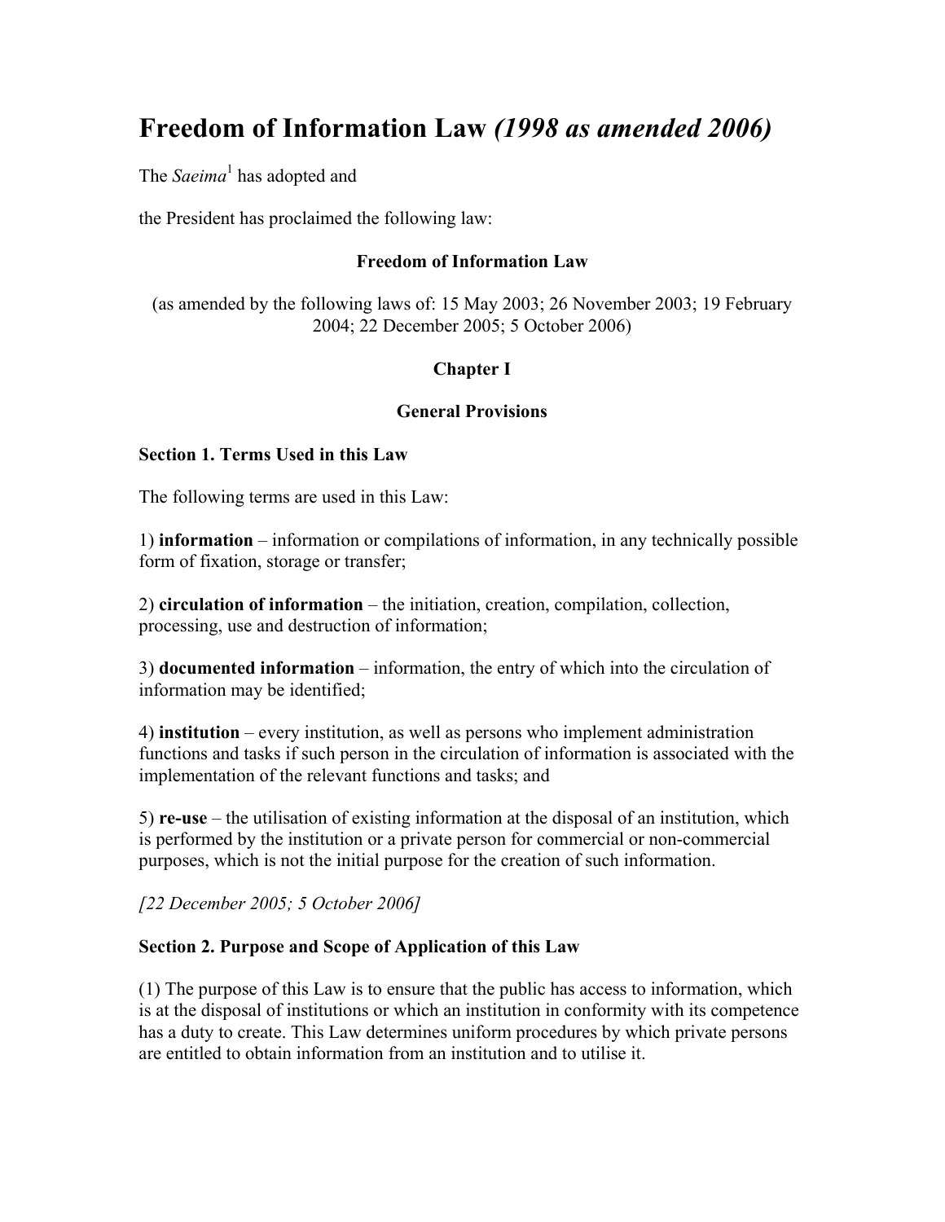# Freedom of Information Law *(1998 as amended 2006)*

The *Saeima*[1] has adopted and

the President has proclaimed the following law:

**Freedom of Information Law**

(as amended by the following laws of: 15 May 2003; 26 November 2003; 19 February 2004; 22 December 2005; 5 October 2006)

## Chapter I

## General Provisions

### Section 1. Terms Used in this Law

The following terms are used in this Law:

1) **information** – information or compilations of information, in any technically possible form of fixation, storage or transfer;

2) **circulation of information** – the initiation, creation, compilation, collection, processing, use and destruction of information;

3) **documented information** – information, the entry of which into the circulation of information may be identified;

4) **institution** – every institution, as well as persons who implement administration functions and tasks if such person in the circulation of information is associated with the implementation of the relevant functions and tasks; and

5) **re-use** – the utilisation of existing information at the disposal of an institution, which is performed by the institution or a private person for commercial or non-commercial purposes, which is not the initial purpose for the creation of such information.

*[22 December 2005; 5 October 2006]*

### Section 2. Purpose and Scope of Application of this Law

(1) The purpose of this Law is to ensure that the public has access to information, which is at the disposal of institutions or which an institution in conformity with its competence has a duty to create. This Law determines uniform procedures by which private persons are entitled to obtain information from an institution and to utilise it.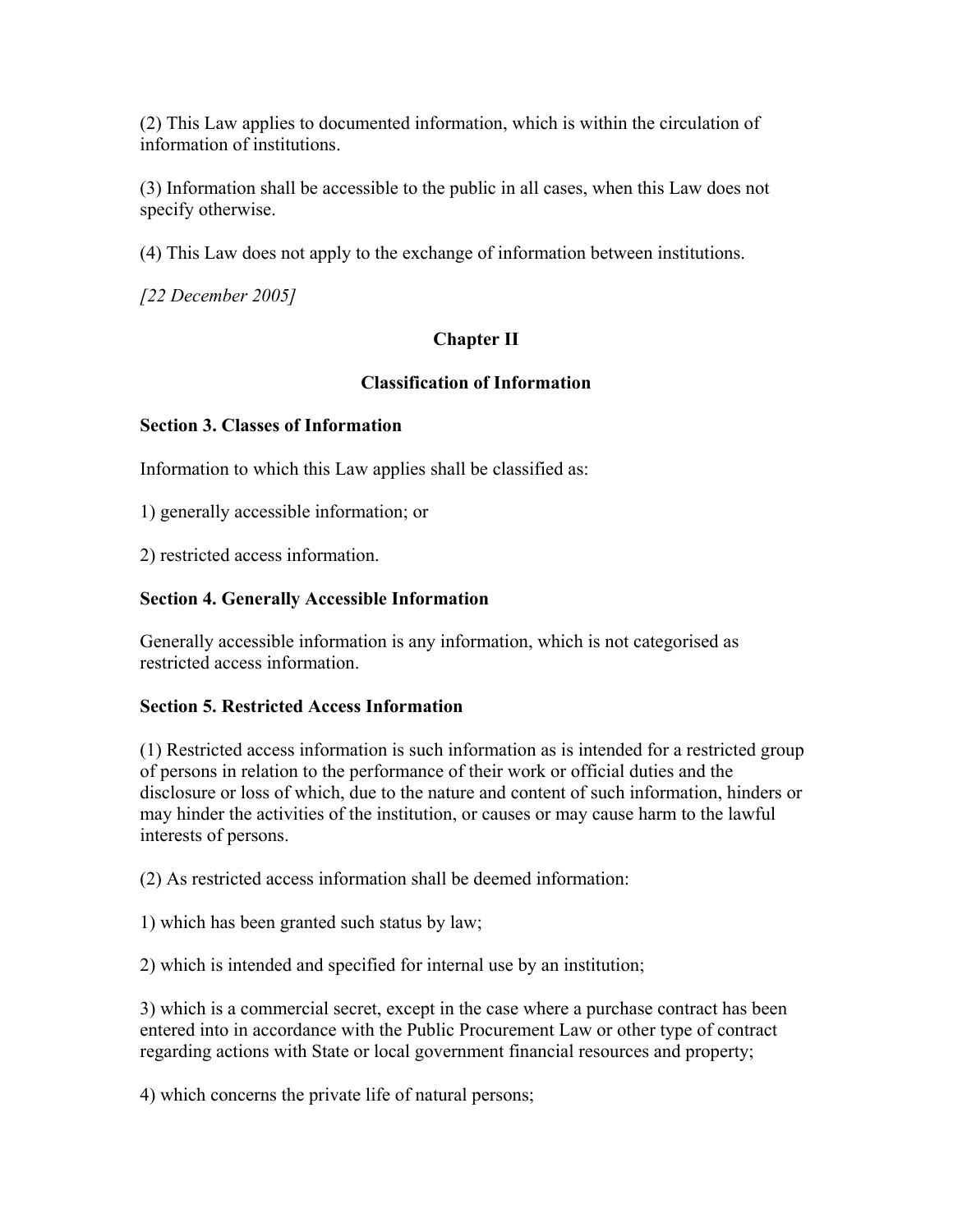(2) This Law applies to documented information, which is within the circulation of information of institutions.

(3) Information shall be accessible to the public in all cases, when this Law does not specify otherwise.

(4) This Law does not apply to the exchange of information between institutions.

*[22 December 2005]*

## Chapter II

## Classification of Information

### Section 3. Classes of Information

Information to which this Law applies shall be classified as:

1) generally accessible information; or

2) restricted access information.

### Section 4. Generally Accessible Information

Generally accessible information is any information, which is not categorised as restricted access information.

### Section 5. Restricted Access Information

(1) Restricted access information is such information as is intended for a restricted group of persons in relation to the performance of their work or official duties and the disclosure or loss of which, due to the nature and content of such information, hinders or may hinder the activities of the institution, or causes or may cause harm to the lawful interests of persons.

(2) As restricted access information shall be deemed information:

1) which has been granted such status by law;

2) which is intended and specified for internal use by an institution;

3) which is a commercial secret, except in the case where a purchase contract has been entered into in accordance with the Public Procurement Law or other type of contract regarding actions with State or local government financial resources and property;

4) which concerns the private life of natural persons;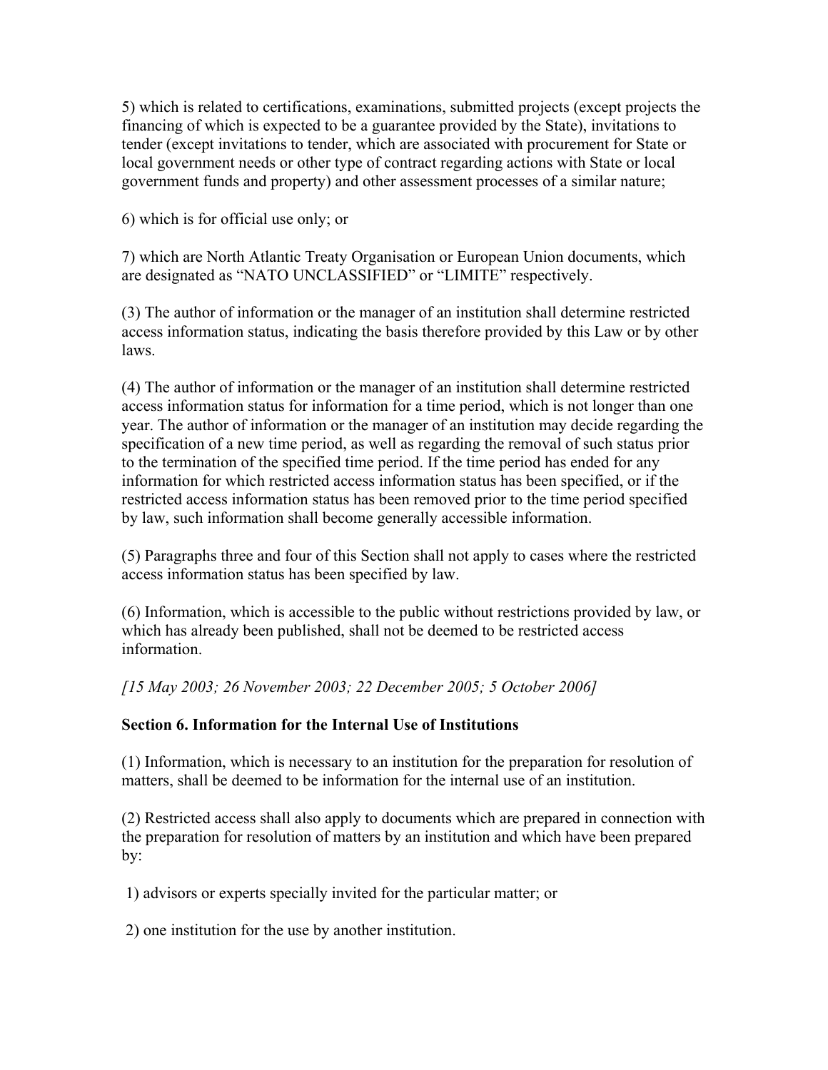5) which is related to certifications, examinations, submitted projects (except projects the financing of which is expected to be a guarantee provided by the State), invitations to tender (except invitations to tender, which are associated with procurement for State or local government needs or other type of contract regarding actions with State or local government funds and property) and other assessment processes of a similar nature;

6) which is for official use only; or

7) which are North Atlantic Treaty Organisation or European Union documents, which are designated as "NATO UNCLASSIFIED" or "LIMITE" respectively.

(3) The author of information or the manager of an institution shall determine restricted access information status, indicating the basis therefore provided by this Law or by other laws.

(4) The author of information or the manager of an institution shall determine restricted access information status for information for a time period, which is not longer than one year. The author of information or the manager of an institution may decide regarding the specification of a new time period, as well as regarding the removal of such status prior to the termination of the specified time period. If the time period has ended for any information for which restricted access information status has been specified, or if the restricted access information status has been removed prior to the time period specified by law, such information shall become generally accessible information.

(5) Paragraphs three and four of this Section shall not apply to cases where the restricted access information status has been specified by law.

(6) Information, which is accessible to the public without restrictions provided by law, or which has already been published, shall not be deemed to be restricted access information.

*[15 May 2003; 26 November 2003; 22 December 2005; 5 October 2006]*

**Section 6. Information for the Internal Use of Institutions**

(1) Information, which is necessary to an institution for the preparation for resolution of matters, shall be deemed to be information for the internal use of an institution.

(2) Restricted access shall also apply to documents which are prepared in connection with the preparation for resolution of matters by an institution and which have been prepared by:

1) advisors or experts specially invited for the particular matter; or

2) one institution for the use by another institution.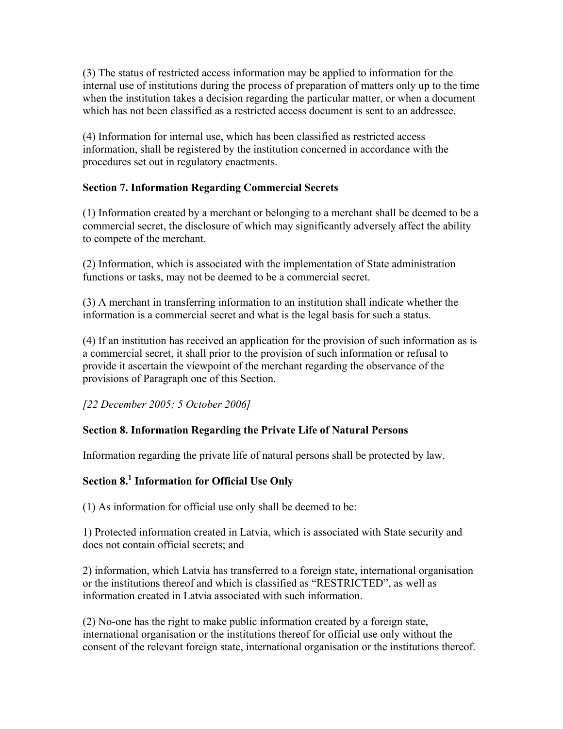(3) The status of restricted access information may be applied to information for the internal use of institutions during the process of preparation of matters only up to the time when the institution takes a decision regarding the particular matter, or when a document which has not been classified as a restricted access document is sent to an addressee.

(4) Information for internal use, which has been classified as restricted access information, shall be registered by the institution concerned in accordance with the procedures set out in regulatory enactments.

**Section 7. Information Regarding Commercial Secrets**

(1) Information created by a merchant or belonging to a merchant shall be deemed to be a commercial secret, the disclosure of which may significantly adversely affect the ability to compete of the merchant.

(2) Information, which is associated with the implementation of State administration functions or tasks, may not be deemed to be a commercial secret.

(3) A merchant in transferring information to an institution shall indicate whether the information is a commercial secret and what is the legal basis for such a status.

(4) If an institution has received an application for the provision of such information as is a commercial secret, it shall prior to the provision of such information or refusal to provide it ascertain the viewpoint of the merchant regarding the observance of the provisions of Paragraph one of this Section.

*[22 December 2005; 5 October 2006]*

**Section 8. Information Regarding the Private Life of Natural Persons**

Information regarding the private life of natural persons shall be protected by law.

**Section 8.[1] Information for Official Use Only**

(1) As information for official use only shall be deemed to be:

1) Protected information created in Latvia, which is associated with State security and does not contain official secrets; and

2) information, which Latvia has transferred to a foreign state, international organisation or the institutions thereof and which is classified as "RESTRICTED", as well as information created in Latvia associated with such information.

(2) No-one has the right to make public information created by a foreign state, international organisation or the institutions thereof for official use only without the consent of the relevant foreign state, international organisation or the institutions thereof.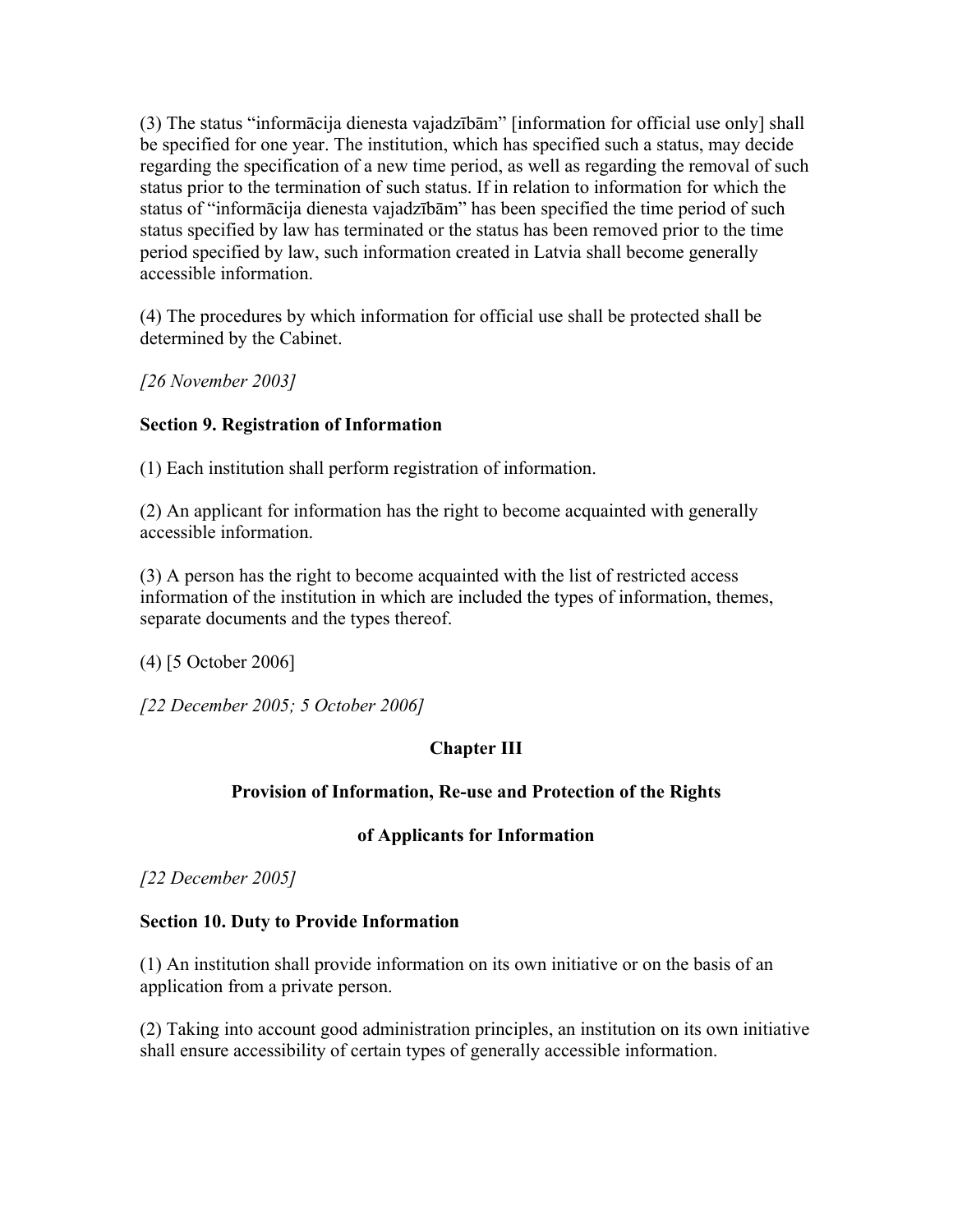(3) The status "informācija dienesta vajadzībām" [information for official use only] shall be specified for one year. The institution, which has specified such a status, may decide regarding the specification of a new time period, as well as regarding the removal of such status prior to the termination of such status. If in relation to information for which the status of "informācija dienesta vajadzībām" has been specified the time period of such status specified by law has terminated or the status has been removed prior to the time period specified by law, such information created in Latvia shall become generally accessible information.

(4) The procedures by which information for official use shall be protected shall be determined by the Cabinet.

*[26 November 2003]*

**Section 9. Registration of Information**

(1) Each institution shall perform registration of information.

(2) An applicant for information has the right to become acquainted with generally accessible information.

(3) A person has the right to become acquainted with the list of restricted access information of the institution in which are included the types of information, themes, separate documents and the types thereof.

(4) [5 October 2006]

*[22 December 2005; 5 October 2006]*

## Chapter III

### Provision of Information, Re-use and Protection of the Rights of Applicants for Information

*[22 December 2005]*

**Section 10. Duty to Provide Information**

(1) An institution shall provide information on its own initiative or on the basis of an application from a private person.

(2) Taking into account good administration principles, an institution on its own initiative shall ensure accessibility of certain types of generally accessible information.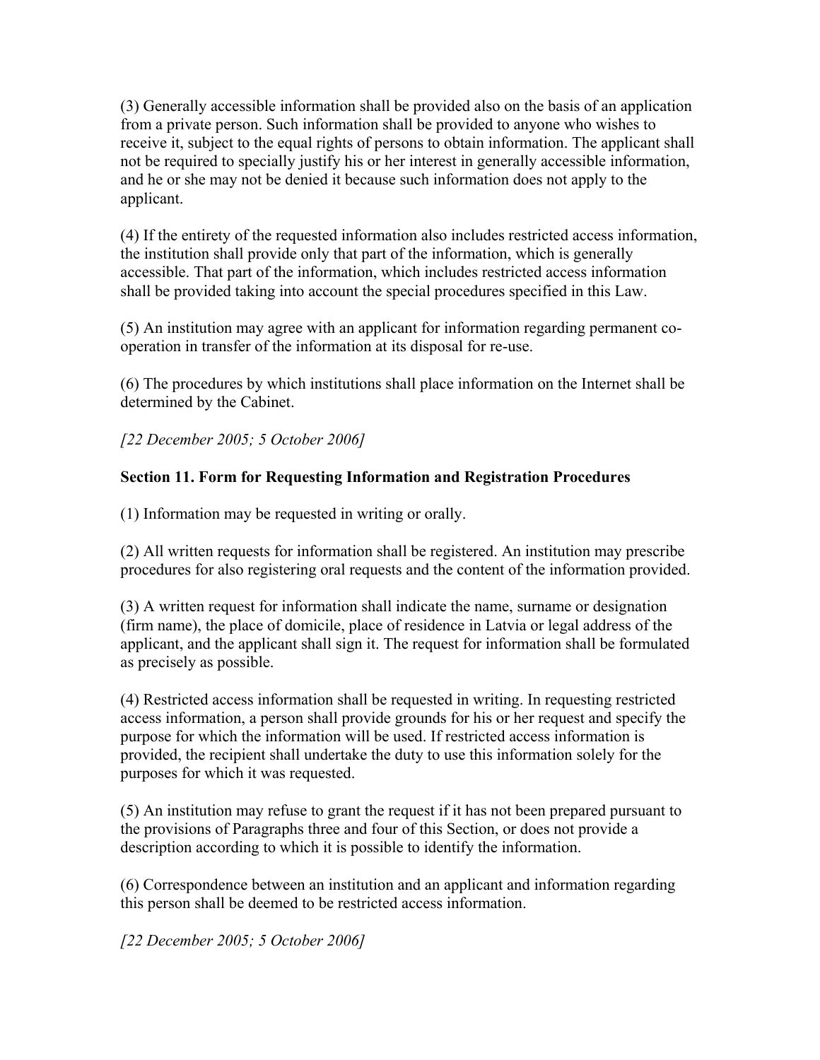(3) Generally accessible information shall be provided also on the basis of an application from a private person. Such information shall be provided to anyone who wishes to receive it, subject to the equal rights of persons to obtain information. The applicant shall not be required to specially justify his or her interest in generally accessible information, and he or she may not be denied it because such information does not apply to the applicant.

(4) If the entirety of the requested information also includes restricted access information, the institution shall provide only that part of the information, which is generally accessible. That part of the information, which includes restricted access information shall be provided taking into account the special procedures specified in this Law.

(5) An institution may agree with an applicant for information regarding permanent co-operation in transfer of the information at its disposal for re-use.

(6) The procedures by which institutions shall place information on the Internet shall be determined by the Cabinet.

*[22 December 2005; 5 October 2006]*

**Section 11. Form for Requesting Information and Registration Procedures**

(1) Information may be requested in writing or orally.

(2) All written requests for information shall be registered. An institution may prescribe procedures for also registering oral requests and the content of the information provided.

(3) A written request for information shall indicate the name, surname or designation (firm name), the place of domicile, place of residence in Latvia or legal address of the applicant, and the applicant shall sign it. The request for information shall be formulated as precisely as possible.

(4) Restricted access information shall be requested in writing. In requesting restricted access information, a person shall provide grounds for his or her request and specify the purpose for which the information will be used. If restricted access information is provided, the recipient shall undertake the duty to use this information solely for the purposes for which it was requested.

(5) An institution may refuse to grant the request if it has not been prepared pursuant to the provisions of Paragraphs three and four of this Section, or does not provide a description according to which it is possible to identify the information.

(6) Correspondence between an institution and an applicant and information regarding this person shall be deemed to be restricted access information.

*[22 December 2005; 5 October 2006]*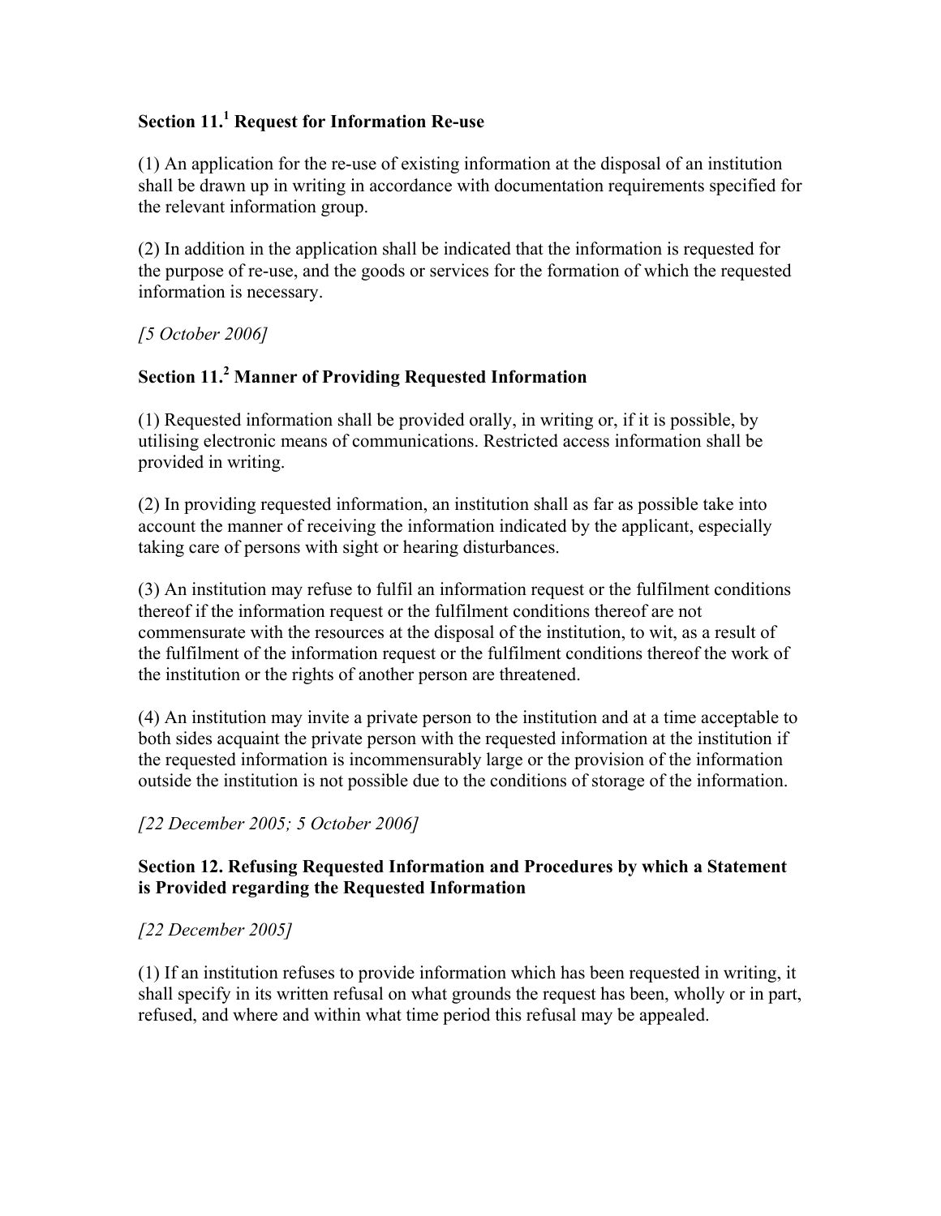## Section 11.[1] Request for Information Re-use

(1) An application for the re-use of existing information at the disposal of an institution shall be drawn up in writing in accordance with documentation requirements specified for the relevant information group.

(2) In addition in the application shall be indicated that the information is requested for the purpose of re-use, and the goods or services for the formation of which the requested information is necessary.

*[5 October 2006]*

## Section 11.[2] Manner of Providing Requested Information

(1) Requested information shall be provided orally, in writing or, if it is possible, by utilising electronic means of communications. Restricted access information shall be provided in writing.

(2) In providing requested information, an institution shall as far as possible take into account the manner of receiving the information indicated by the applicant, especially taking care of persons with sight or hearing disturbances.

(3) An institution may refuse to fulfil an information request or the fulfilment conditions thereof if the information request or the fulfilment conditions thereof are not commensurate with the resources at the disposal of the institution, to wit, as a result of the fulfilment of the information request or the fulfilment conditions thereof the work of the institution or the rights of another person are threatened.

(4) An institution may invite a private person to the institution and at a time acceptable to both sides acquaint the private person with the requested information at the institution if the requested information is incommensurably large or the provision of the information outside the institution is not possible due to the conditions of storage of the information.

*[22 December 2005; 5 October 2006]*

## Section 12. Refusing Requested Information and Procedures by which a Statement is Provided regarding the Requested Information

*[22 December 2005]*

(1) If an institution refuses to provide information which has been requested in writing, it shall specify in its written refusal on what grounds the request has been, wholly or in part, refused, and where and within what time period this refusal may be appealed.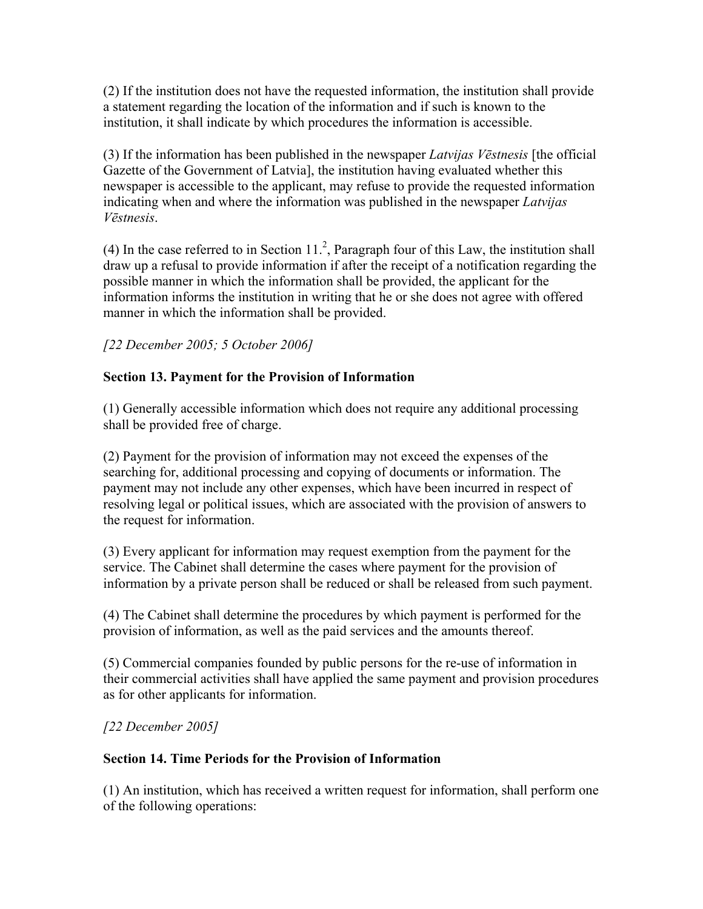(2) If the institution does not have the requested information, the institution shall provide a statement regarding the location of the information and if such is known to the institution, it shall indicate by which procedures the information is accessible.

(3) If the information has been published in the newspaper *Latvijas Vēstnesis* [the official Gazette of the Government of Latvia], the institution having evaluated whether this newspaper is accessible to the applicant, may refuse to provide the requested information indicating when and where the information was published in the newspaper *Latvijas Vēstnesis*.

(4) In the case referred to in Section 11.[2], Paragraph four of this Law, the institution shall draw up a refusal to provide information if after the receipt of a notification regarding the possible manner in which the information shall be provided, the applicant for the information informs the institution in writing that he or she does not agree with offered manner in which the information shall be provided.

*[22 December 2005; 5 October 2006]*

**Section 13. Payment for the Provision of Information**

(1) Generally accessible information which does not require any additional processing shall be provided free of charge.

(2) Payment for the provision of information may not exceed the expenses of the searching for, additional processing and copying of documents or information. The payment may not include any other expenses, which have been incurred in respect of resolving legal or political issues, which are associated with the provision of answers to the request for information.

(3) Every applicant for information may request exemption from the payment for the service. The Cabinet shall determine the cases where payment for the provision of information by a private person shall be reduced or shall be released from such payment.

(4) The Cabinet shall determine the procedures by which payment is performed for the provision of information, as well as the paid services and the amounts thereof.

(5) Commercial companies founded by public persons for the re-use of information in their commercial activities shall have applied the same payment and provision procedures as for other applicants for information.

*[22 December 2005]*

**Section 14. Time Periods for the Provision of Information**

(1) An institution, which has received a written request for information, shall perform one of the following operations: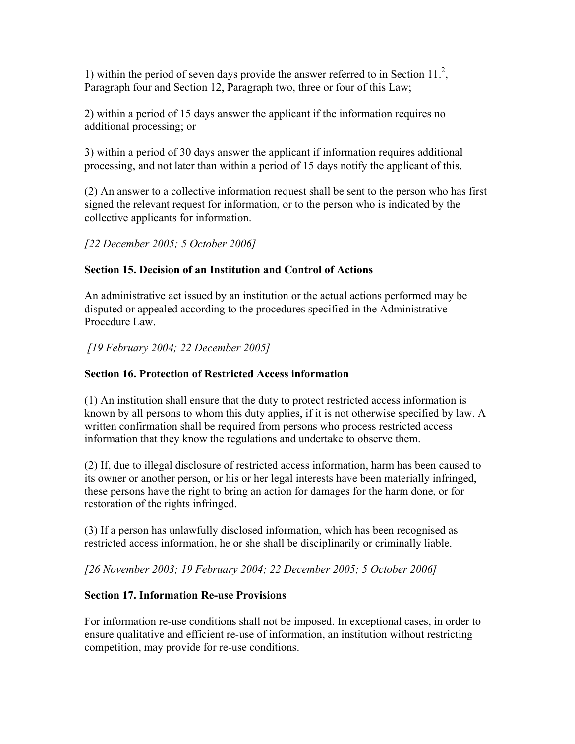1) within the period of seven days provide the answer referred to in Section 11.[2], Paragraph four and Section 12, Paragraph two, three or four of this Law;

2) within a period of 15 days answer the applicant if the information requires no additional processing; or

3) within a period of 30 days answer the applicant if information requires additional processing, and not later than within a period of 15 days notify the applicant of this.

(2) An answer to a collective information request shall be sent to the person who has first signed the relevant request for information, or to the person who is indicated by the collective applicants for information.

*[22 December 2005; 5 October 2006]*

**Section 15. Decision of an Institution and Control of Actions**

An administrative act issued by an institution or the actual actions performed may be disputed or appealed according to the procedures specified in the Administrative Procedure Law.

*[19 February 2004; 22 December 2005]*

**Section 16. Protection of Restricted Access information**

(1) An institution shall ensure that the duty to protect restricted access information is known by all persons to whom this duty applies, if it is not otherwise specified by law. A written confirmation shall be required from persons who process restricted access information that they know the regulations and undertake to observe them.

(2) If, due to illegal disclosure of restricted access information, harm has been caused to its owner or another person, or his or her legal interests have been materially infringed, these persons have the right to bring an action for damages for the harm done, or for restoration of the rights infringed.

(3) If a person has unlawfully disclosed information, which has been recognised as restricted access information, he or she shall be disciplinarily or criminally liable.

*[26 November 2003; 19 February 2004; 22 December 2005; 5 October 2006]*

**Section 17. Information Re-use Provisions**

For information re-use conditions shall not be imposed. In exceptional cases, in order to ensure qualitative and efficient re-use of information, an institution without restricting competition, may provide for re-use conditions.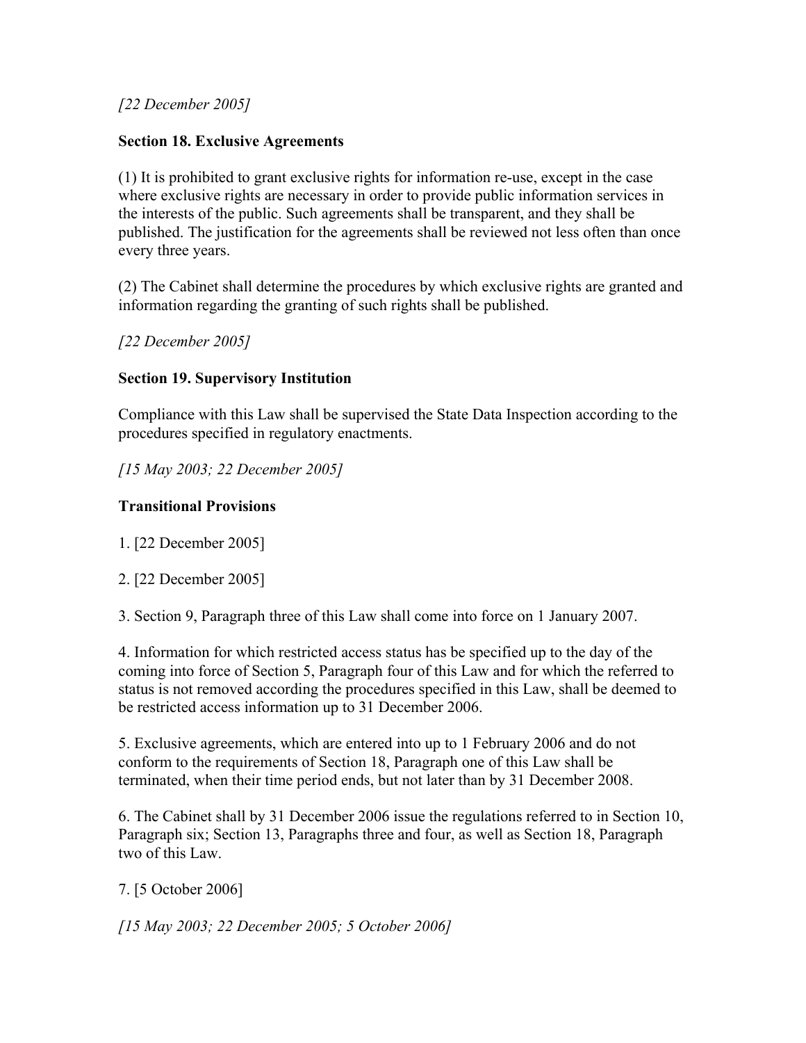*[22 December 2005]*

**Section 18. Exclusive Agreements**

(1) It is prohibited to grant exclusive rights for information re-use, except in the case where exclusive rights are necessary in order to provide public information services in the interests of the public. Such agreements shall be transparent, and they shall be published. The justification for the agreements shall be reviewed not less often than once every three years.

(2) The Cabinet shall determine the procedures by which exclusive rights are granted and information regarding the granting of such rights shall be published.

*[22 December 2005]*

**Section 19. Supervisory Institution**

Compliance with this Law shall be supervised the State Data Inspection according to the procedures specified in regulatory enactments.

*[15 May 2003; 22 December 2005]*

**Transitional Provisions**

1. [22 December 2005]

2. [22 December 2005]

3. Section 9, Paragraph three of this Law shall come into force on 1 January 2007.

4. Information for which restricted access status has be specified up to the day of the coming into force of Section 5, Paragraph four of this Law and for which the referred to status is not removed according the procedures specified in this Law, shall be deemed to be restricted access information up to 31 December 2006.

5. Exclusive agreements, which are entered into up to 1 February 2006 and do not conform to the requirements of Section 18, Paragraph one of this Law shall be terminated, when their time period ends, but not later than by 31 December 2008.

6. The Cabinet shall by 31 December 2006 issue the regulations referred to in Section 10, Paragraph six; Section 13, Paragraphs three and four, as well as Section 18, Paragraph two of this Law.

7. [5 October 2006]

*[15 May 2003; 22 December 2005; 5 October 2006]*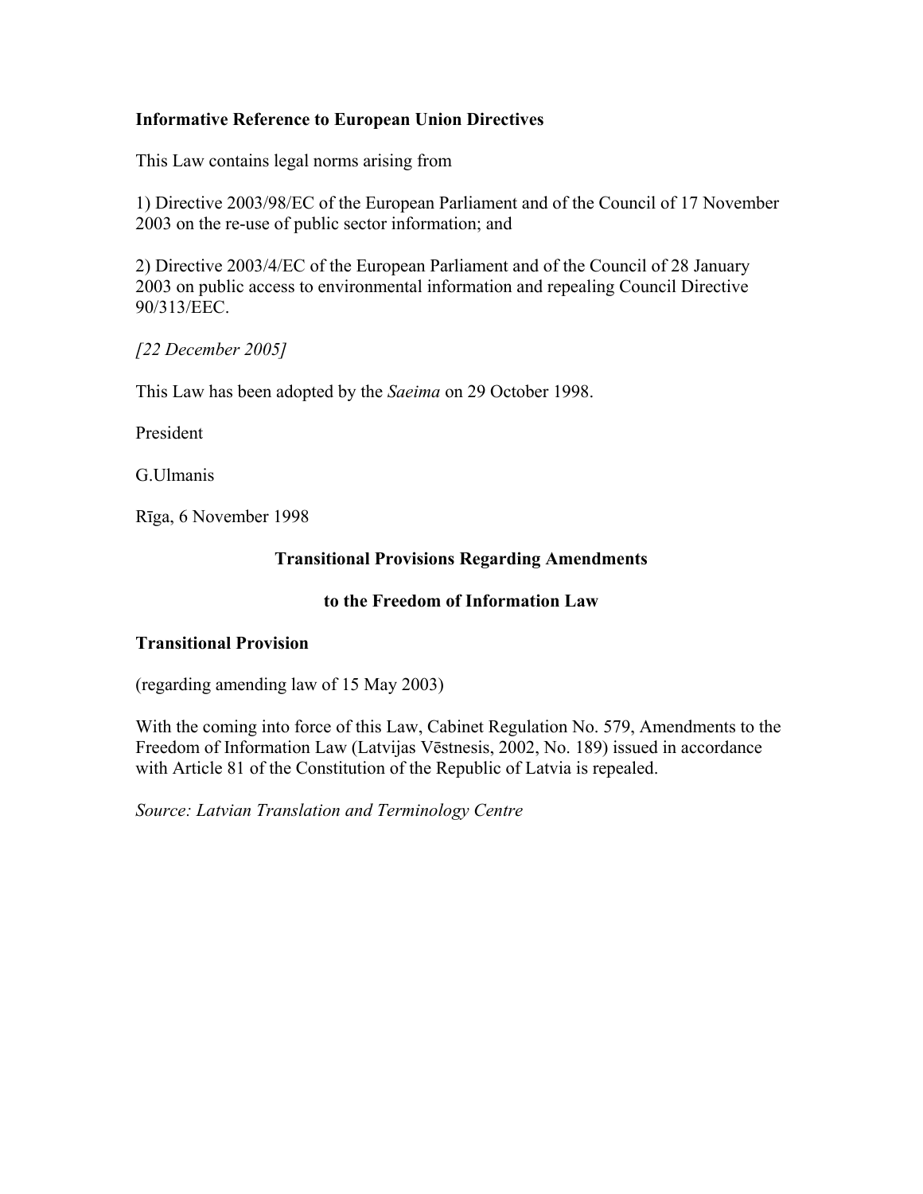**Informative Reference to European Union Directives**

This Law contains legal norms arising from

1) Directive 2003/98/EC of the European Parliament and of the Council of 17 November 2003 on the re-use of public sector information; and

2) Directive 2003/4/EC of the European Parliament and of the Council of 28 January 2003 on public access to environmental information and repealing Council Directive 90/313/EEC.

*[22 December 2005]*

This Law has been adopted by the *Saeima* on 29 October 1998.

President

G.Ulmanis

Rīga, 6 November 1998

**Transitional Provisions Regarding Amendments**

**to the Freedom of Information Law**

**Transitional Provision**

(regarding amending law of 15 May 2003)

With the coming into force of this Law, Cabinet Regulation No. 579, Amendments to the Freedom of Information Law (Latvijas Vēstnesis, 2002, No. 189) issued in accordance with Article 81 of the Constitution of the Republic of Latvia is repealed.

*Source: Latvian Translation and Terminology Centre*